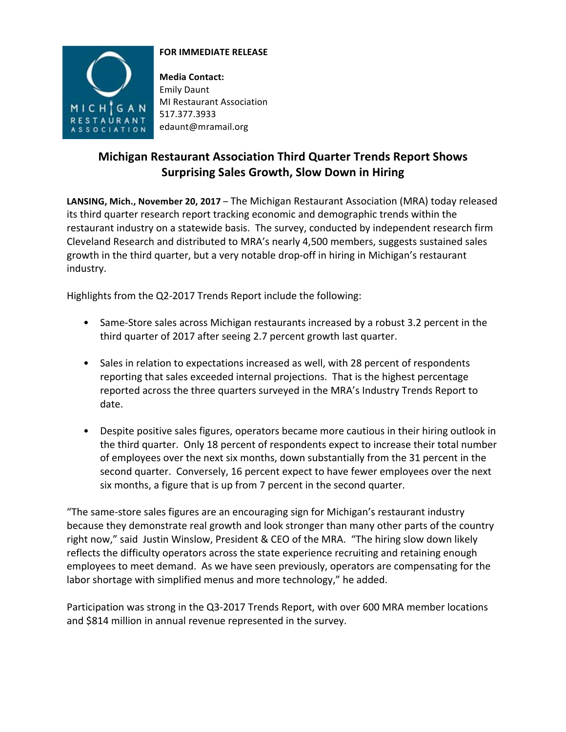**FOR IMMEDIATE RELEASE**

**Media Contact:**
Emily Daunt
MI Restaurant Association
517.377.3933
edaunt@mramail.org

# Michigan Restaurant Association Third Quarter Trends Report Shows Surprising Sales Growth, Slow Down in Hiring

**LANSING, Mich., November 20, 2017** – The Michigan Restaurant Association (MRA) today released its third quarter research report tracking economic and demographic trends within the restaurant industry on a statewide basis. The survey, conducted by independent research firm Cleveland Research and distributed to MRA's nearly 4,500 members, suggests sustained sales growth in the third quarter, but a very notable drop-off in hiring in Michigan's restaurant industry.

Highlights from the Q2-2017 Trends Report include the following:

- Same-Store sales across Michigan restaurants increased by a robust 3.2 percent in the third quarter of 2017 after seeing 2.7 percent growth last quarter.
- Sales in relation to expectations increased as well, with 28 percent of respondents reporting that sales exceeded internal projections. That is the highest percentage reported across the three quarters surveyed in the MRA's Industry Trends Report to date.
- Despite positive sales figures, operators became more cautious in their hiring outlook in the third quarter. Only 18 percent of respondents expect to increase their total number of employees over the next six months, down substantially from the 31 percent in the second quarter. Conversely, 16 percent expect to have fewer employees over the next six months, a figure that is up from 7 percent in the second quarter.

"The same-store sales figures are an encouraging sign for Michigan's restaurant industry because they demonstrate real growth and look stronger than many other parts of the country right now," said Justin Winslow, President & CEO of the MRA. "The hiring slow down likely reflects the difficulty operators across the state experience recruiting and retaining enough employees to meet demand. As we have seen previously, operators are compensating for the labor shortage with simplified menus and more technology," he added.

Participation was strong in the Q3-2017 Trends Report, with over 600 MRA member locations and $814 million in annual revenue represented in the survey.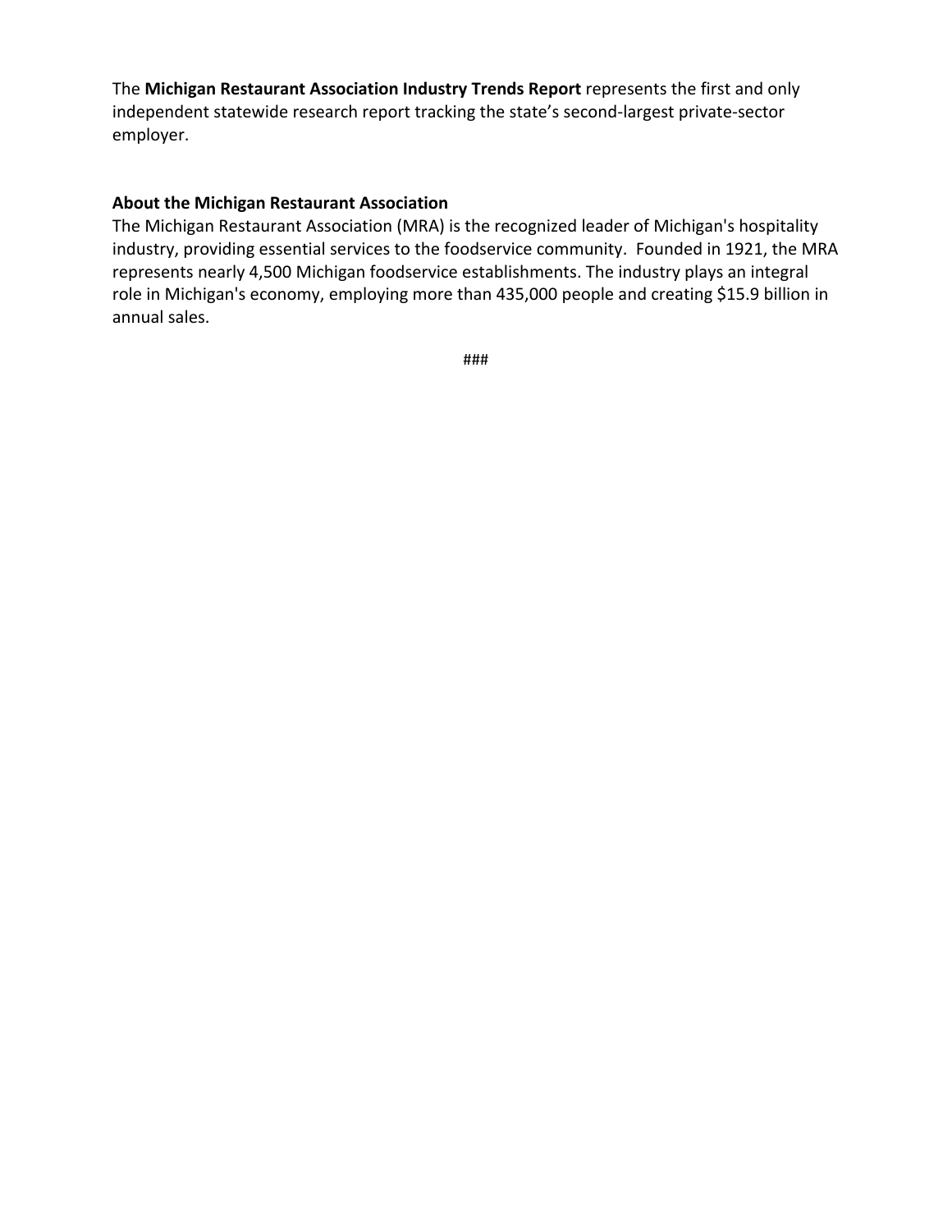The **Michigan Restaurant Association Industry Trends Report** represents the first and only independent statewide research report tracking the state's second-largest private-sector employer.

**About the Michigan Restaurant Association**

The Michigan Restaurant Association (MRA) is the recognized leader of Michigan's hospitality industry, providing essential services to the foodservice community. Founded in 1921, the MRA represents nearly 4,500 Michigan foodservice establishments. The industry plays an integral role in Michigan's economy, employing more than 435,000 people and creating $15.9 billion in annual sales.

###